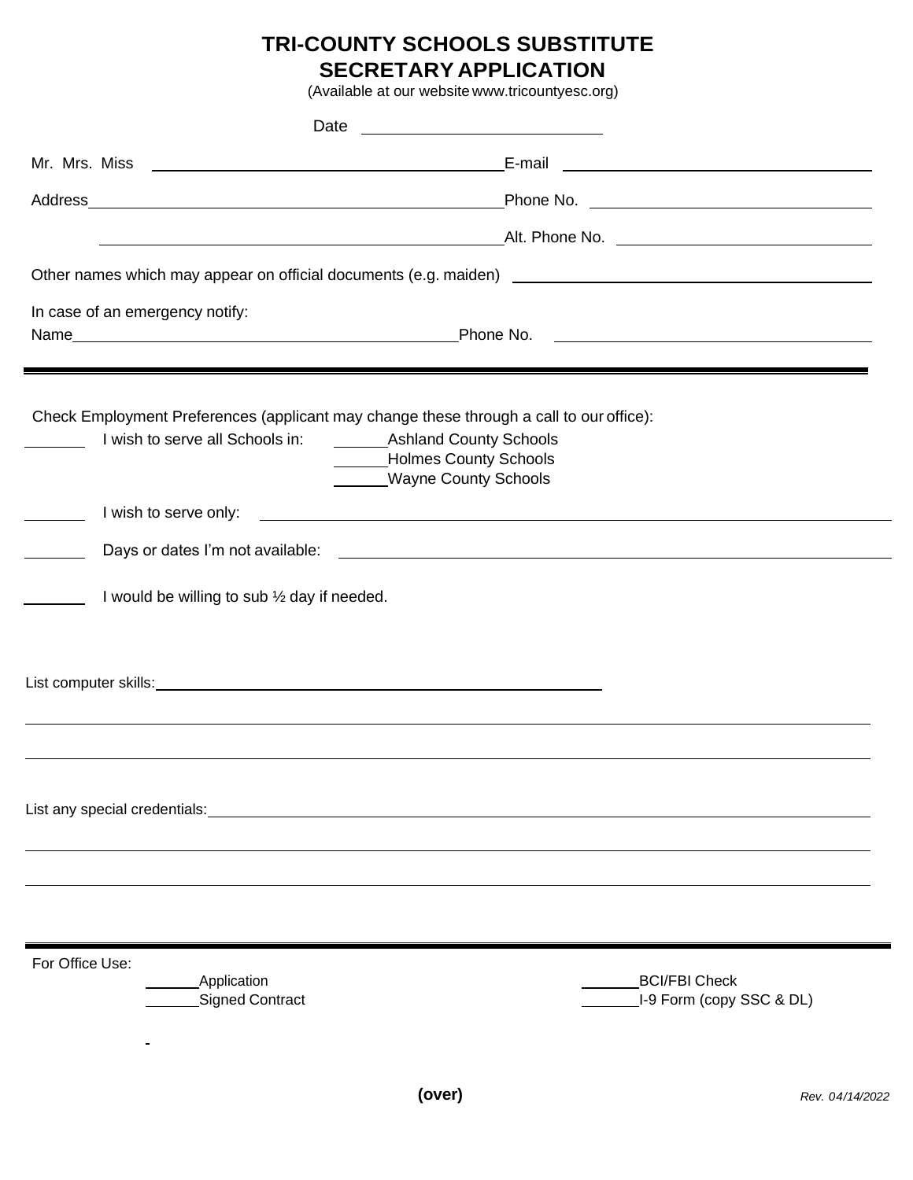# TRI-COUNTY SCHOOLS SUBSTITUTE SECRETARY APPLICATION

(Available at our website www.tricountyesc.org)

Date ____________________________

Mr. Mrs. Miss ________________________________________ E-mail ____________________________________

Address ______________________________________________ Phone No. ________________________________

______________________________________________ Alt. Phone No. ____________________________

Other names which may appear on official documents (e.g. maiden) ________________________________________

In case of an emergency notify:

Name _________________________________________ Phone No. ____________________________________

---

Check Employment Preferences (applicant may change these through a call to our office):

_______ I wish to serve all Schools in: ______ Ashland County Schools
______ Holmes County Schools
______ Wayne County Schools

_______ I wish to serve only: ____________________________________________________________

_______ Days or dates I'm not available: __________________________________________________

_______ I would be willing to sub ½ day if needed.

List computer skills: _______________________________________________________

_____________________________________________________________________________

_____________________________________________________________________________

List any special credentials: _________________________________________________

_____________________________________________________________________________

_____________________________________________________________________________

---

For Office Use:

______ Application
______ Signed Contract

_______ BCI/FBI Check
_______ I-9 Form (copy SSC & DL)

**(over)**

*Rev. 04/14/2022*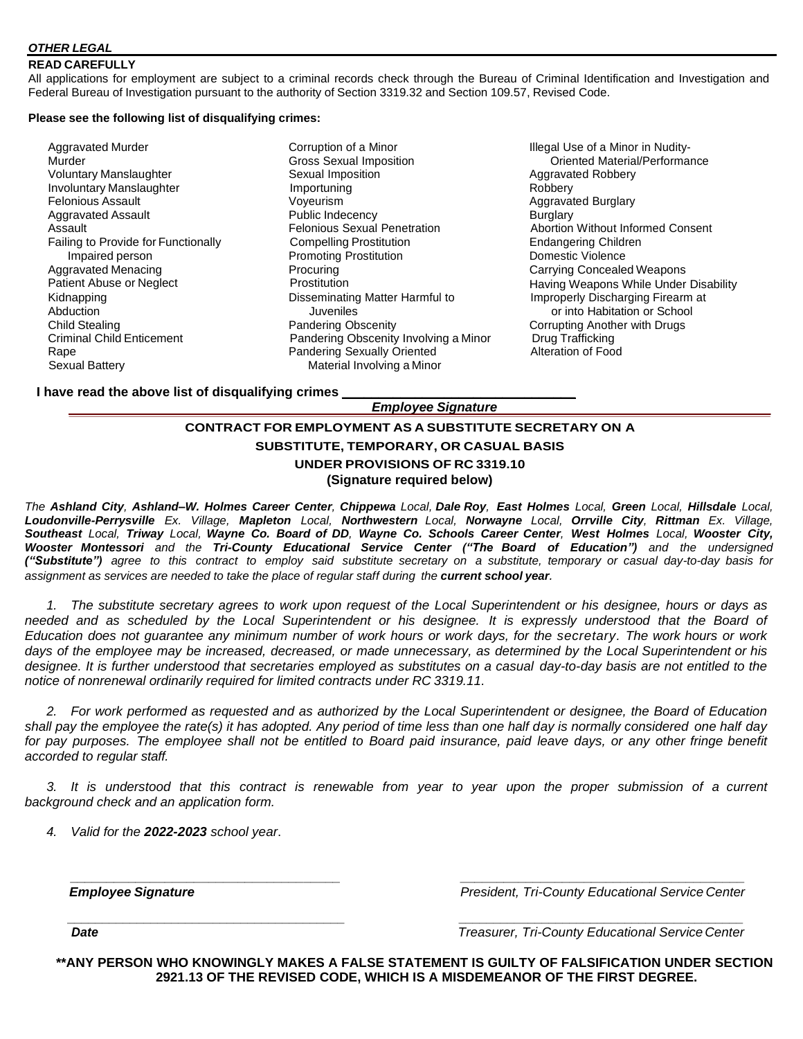***OTHER LEGAL***

**READ CAREFULLY**

All applications for employment are subject to a criminal records check through the Bureau of Criminal Identification and Investigation and Federal Bureau of Investigation pursuant to the authority of Section 3319.32 and Section 109.57, Revised Code.

**Please see the following list of disqualifying crimes:**

- Aggravated Murder
- Murder
- Voluntary Manslaughter
- Involuntary Manslaughter
- Felonious Assault
- Aggravated Assault
- Assault
- Failing to Provide for Functionally Impaired person
- Aggravated Menacing
- Patient Abuse or Neglect
- Kidnapping
- Abduction
- Child Stealing
- Criminal Child Enticement
- Rape
- Sexual Battery
- Corruption of a Minor
- Gross Sexual Imposition
- Sexual Imposition
- Importuning
- Voyeurism
- Public Indecency
- Felonious Sexual Penetration
- Compelling Prostitution
- Promoting Prostitution
- Procuring
- Prostitution
- Disseminating Matter Harmful to Juveniles
- Pandering Obscenity
- Pandering Obscenity Involving a Minor
- Pandering Sexually Oriented Material Involving a Minor
- Illegal Use of a Minor in Nudity-Oriented Material/Performance
- Aggravated Robbery
- Robbery
- Aggravated Burglary
- Burglary
- Abortion Without Informed Consent
- Endangering Children
- Domestic Violence
- Carrying Concealed Weapons
- Having Weapons While Under Disability
- Improperly Discharging Firearm at or into Habitation or School
- Corrupting Another with Drugs
- Drug Trafficking
- Alteration of Food

**I have read the above list of disqualifying crimes** ______________________________

***Employee Signature***

## CONTRACT FOR EMPLOYMENT AS A SUBSTITUTE SECRETARY ON A SUBSTITUTE, TEMPORARY, OR CASUAL BASIS UNDER PROVISIONS OF RC 3319.10

**(Signature required below)**

*The **Ashland City**, **Ashland–W. Holmes Career Center**, **Chippewa** Local, **Dale Roy**, **East Holmes** Local, **Green** Local, **Hillsdale** Local, **Loudonville-Perrysville** Ex. Village, **Mapleton** Local, **Northwestern** Local, **Norwayne** Local, **Orrville City**, **Rittman** Ex. Village, **Southeast** Local, **Triway** Local, **Wayne Co. Board of DD**, **Wayne Co. Schools Career Center**, **West Holmes** Local, **Wooster City, Wooster Montessori** and the **Tri-County Educational Service Center ("The Board of Education")** and the undersigned **("Substitute")** agree to this contract to employ said substitute secretary on a substitute, temporary or casual day-to-day basis for assignment as services are needed to take the place of regular staff during the **current school year**.*

*1. The substitute secretary agrees to work upon request of the Local Superintendent or his designee, hours or days as needed and as scheduled by the Local Superintendent or his designee. It is expressly understood that the Board of Education does not guarantee any minimum number of work hours or work days, for the secretary. The work hours or work days of the employee may be increased, decreased, or made unnecessary, as determined by the Local Superintendent or his designee. It is further understood that secretaries employed as substitutes on a casual day-to-day basis are not entitled to the notice of nonrenewal ordinarily required for limited contracts under RC 3319.11.*

*2. For work performed as requested and as authorized by the Local Superintendent or designee, the Board of Education shall pay the employee the rate(s) it has adopted. Any period of time less than one half day is normally considered one half day for pay purposes. The employee shall not be entitled to Board paid insurance, paid leave days, or any other fringe benefit accorded to regular staff.*

*3. It is understood that this contract is renewable from year to year upon the proper submission of a current background check and an application form.*

*4. Valid for the **2022-2023** school year.*

______________________________
***Employee Signature***

______________________________
*President, Tri-County Educational Service Center*

______________________________
***Date***

______________________________
*Treasurer, Tri-County Educational Service Center*

**\*\*ANY PERSON WHO KNOWINGLY MAKES A FALSE STATEMENT IS GUILTY OF FALSIFICATION UNDER SECTION 2921.13 OF THE REVISED CODE, WHICH IS A MISDEMEANOR OF THE FIRST DEGREE.**